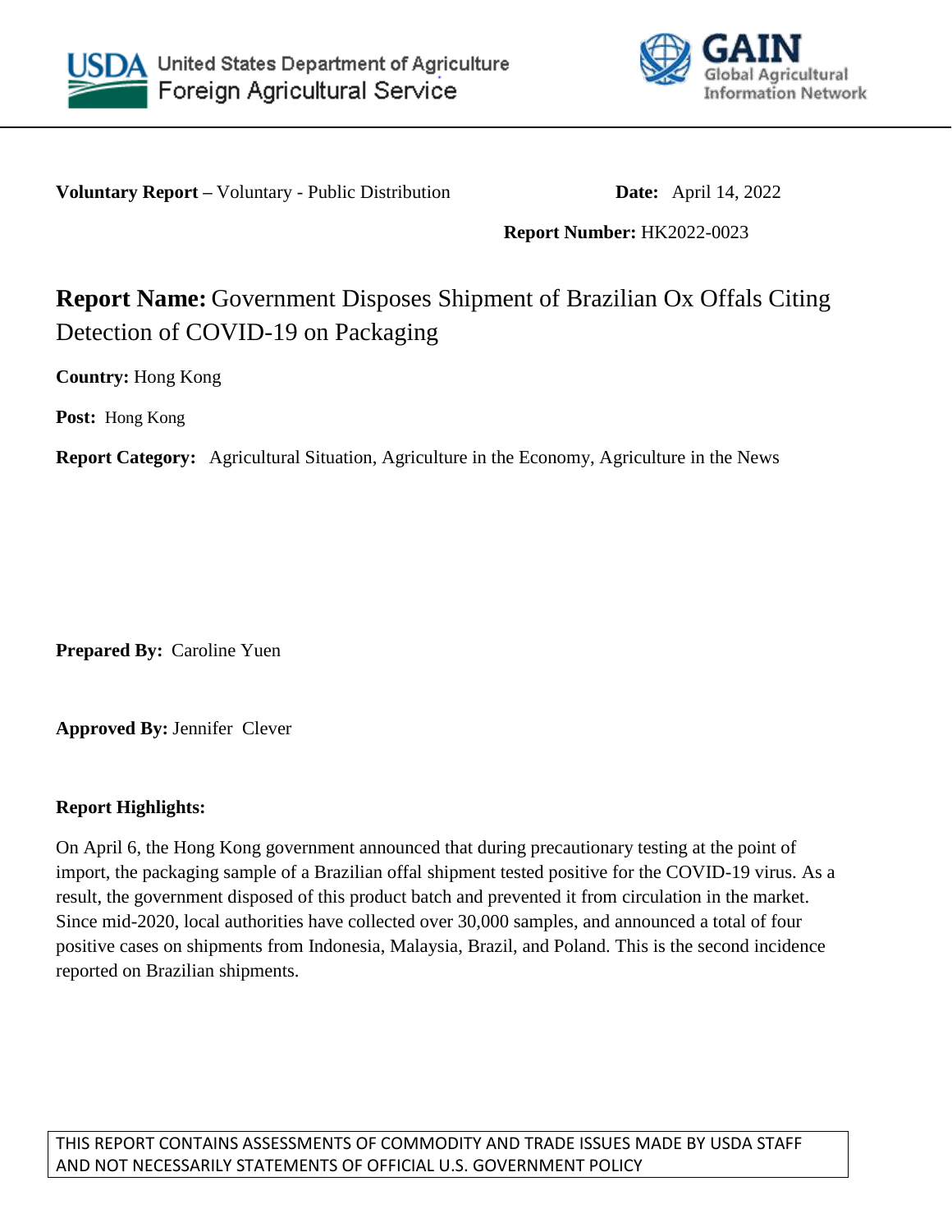United States Department of Agriculture
Foreign Agricultural Service

GAIN Global Agricultural Information Network

**Voluntary Report –** Voluntary - Public Distribution **Date:** April 14, 2022

**Report Number:** HK2022-0023

# **Report Name:** Government Disposes Shipment of Brazilian Ox Offals Citing Detection of COVID-19 on Packaging

**Country:** Hong Kong

**Post:** Hong Kong

**Report Category:** Agricultural Situation, Agriculture in the Economy, Agriculture in the News

**Prepared By:** Caroline Yuen

**Approved By:** Jennifer Clever

**Report Highlights:**

On April 6, the Hong Kong government announced that during precautionary testing at the point of import, the packaging sample of a Brazilian offal shipment tested positive for the COVID-19 virus. As a result, the government disposed of this product batch and prevented it from circulation in the market. Since mid-2020, local authorities have collected over 30,000 samples, and announced a total of four positive cases on shipments from Indonesia, Malaysia, Brazil, and Poland. This is the second incidence reported on Brazilian shipments.

THIS REPORT CONTAINS ASSESSMENTS OF COMMODITY AND TRADE ISSUES MADE BY USDA STAFF AND NOT NECESSARILY STATEMENTS OF OFFICIAL U.S. GOVERNMENT POLICY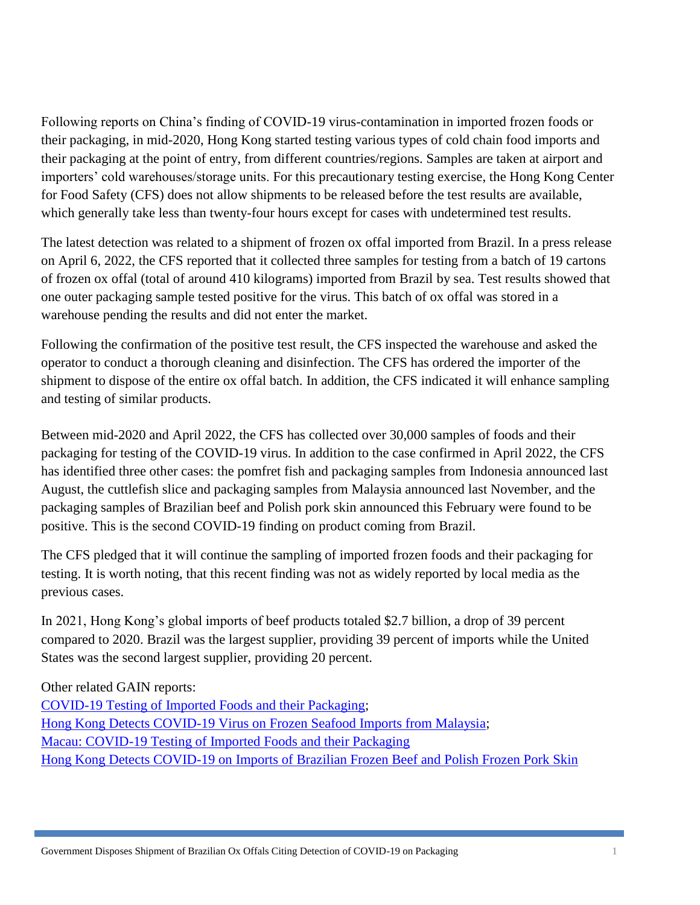Following reports on China's finding of COVID-19 virus-contamination in imported frozen foods or their packaging, in mid-2020, Hong Kong started testing various types of cold chain food imports and their packaging at the point of entry, from different countries/regions. Samples are taken at airport and importers' cold warehouses/storage units. For this precautionary testing exercise, the Hong Kong Center for Food Safety (CFS) does not allow shipments to be released before the test results are available, which generally take less than twenty-four hours except for cases with undetermined test results.

The latest detection was related to a shipment of frozen ox offal imported from Brazil. In a press release on April 6, 2022, the CFS reported that it collected three samples for testing from a batch of 19 cartons of frozen ox offal (total of around 410 kilograms) imported from Brazil by sea. Test results showed that one outer packaging sample tested positive for the virus. This batch of ox offal was stored in a warehouse pending the results and did not enter the market.

Following the confirmation of the positive test result, the CFS inspected the warehouse and asked the operator to conduct a thorough cleaning and disinfection. The CFS has ordered the importer of the shipment to dispose of the entire ox offal batch. In addition, the CFS indicated it will enhance sampling and testing of similar products.

Between mid-2020 and April 2022, the CFS has collected over 30,000 samples of foods and their packaging for testing of the COVID-19 virus. In addition to the case confirmed in April 2022, the CFS has identified three other cases: the pomfret fish and packaging samples from Indonesia announced last August, the cuttlefish slice and packaging samples from Malaysia announced last November, and the packaging samples of Brazilian beef and Polish pork skin announced this February were found to be positive. This is the second COVID-19 finding on product coming from Brazil.

The CFS pledged that it will continue the sampling of imported frozen foods and their packaging for testing. It is worth noting, that this recent finding was not as widely reported by local media as the previous cases.

In 2021, Hong Kong's global imports of beef products totaled $2.7 billion, a drop of 39 percent compared to 2020. Brazil was the largest supplier, providing 39 percent of imports while the United States was the second largest supplier, providing 20 percent.

Other related GAIN reports:
COVID-19 Testing of Imported Foods and their Packaging;
Hong Kong Detects COVID-19 Virus on Frozen Seafood Imports from Malaysia;
Macau: COVID-19 Testing of Imported Foods and their Packaging
Hong Kong Detects COVID-19 on Imports of Brazilian Frozen Beef and Polish Frozen Pork Skin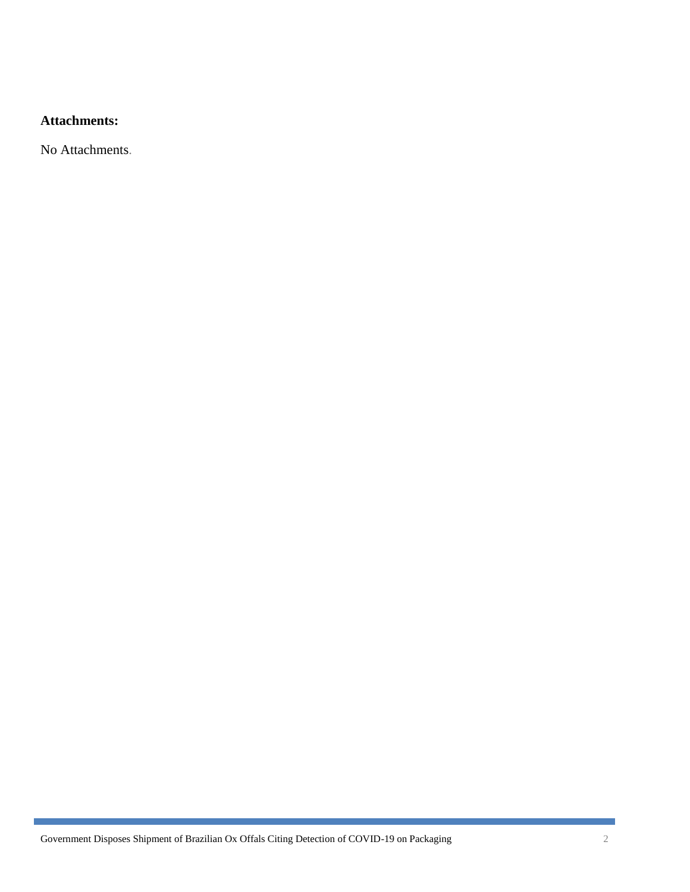**Attachments:**

No Attachments.